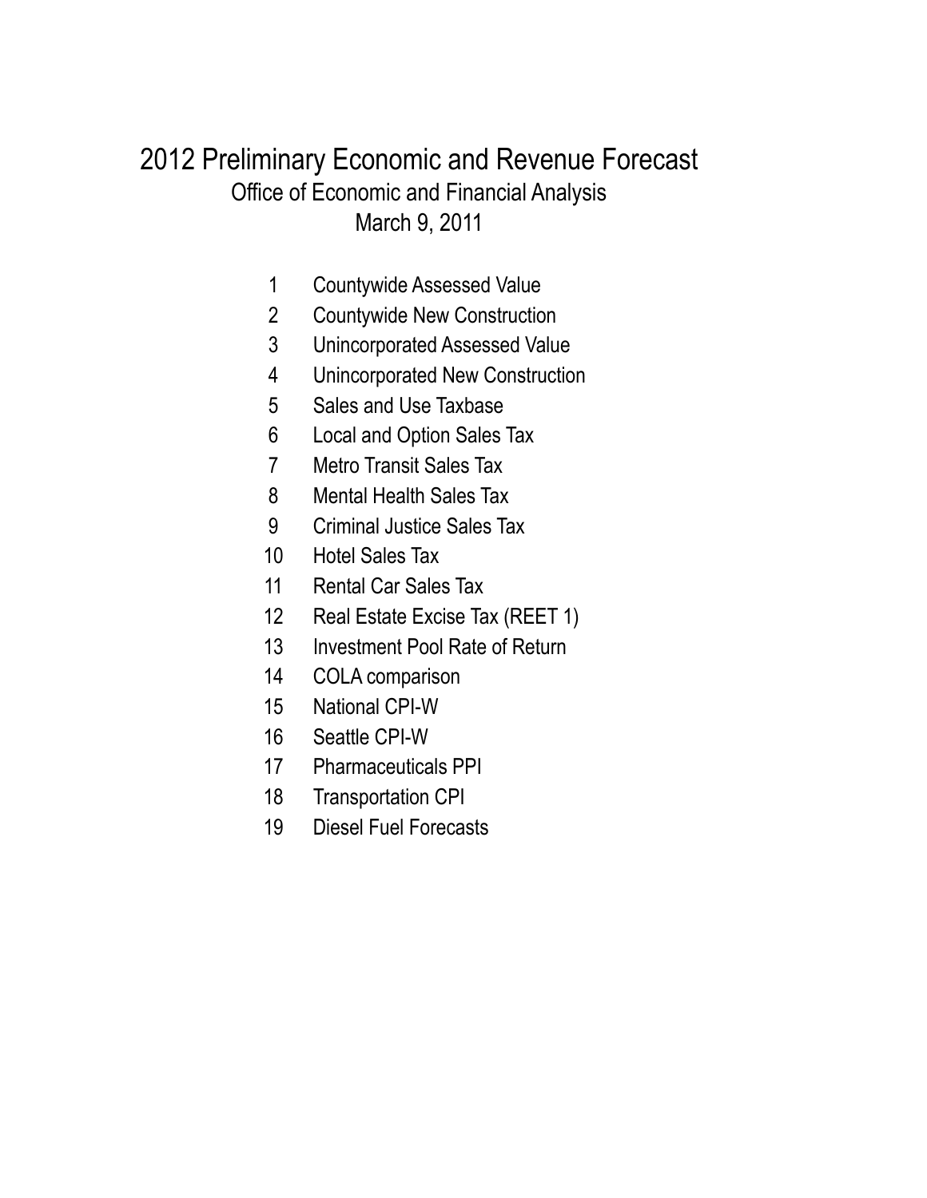# 2012 Preliminary Economic and Revenue Forecast

## Office of Economic and Financial Analysis

### March 9, 2011

1. Countywide Assessed Value
2. Countywide New Construction
3. Unincorporated Assessed Value
4. Unincorporated New Construction
5. Sales and Use Taxbase
6. Local and Option Sales Tax
7. Metro Transit Sales Tax
8. Mental Health Sales Tax
9. Criminal Justice Sales Tax
10. Hotel Sales Tax
11. Rental Car Sales Tax
12. Real Estate Excise Tax (REET 1)
13. Investment Pool Rate of Return
14. COLA comparison
15. National CPI-W
16. Seattle CPI-W
17. Pharmaceuticals PPI
18. Transportation CPI
19. Diesel Fuel Forecasts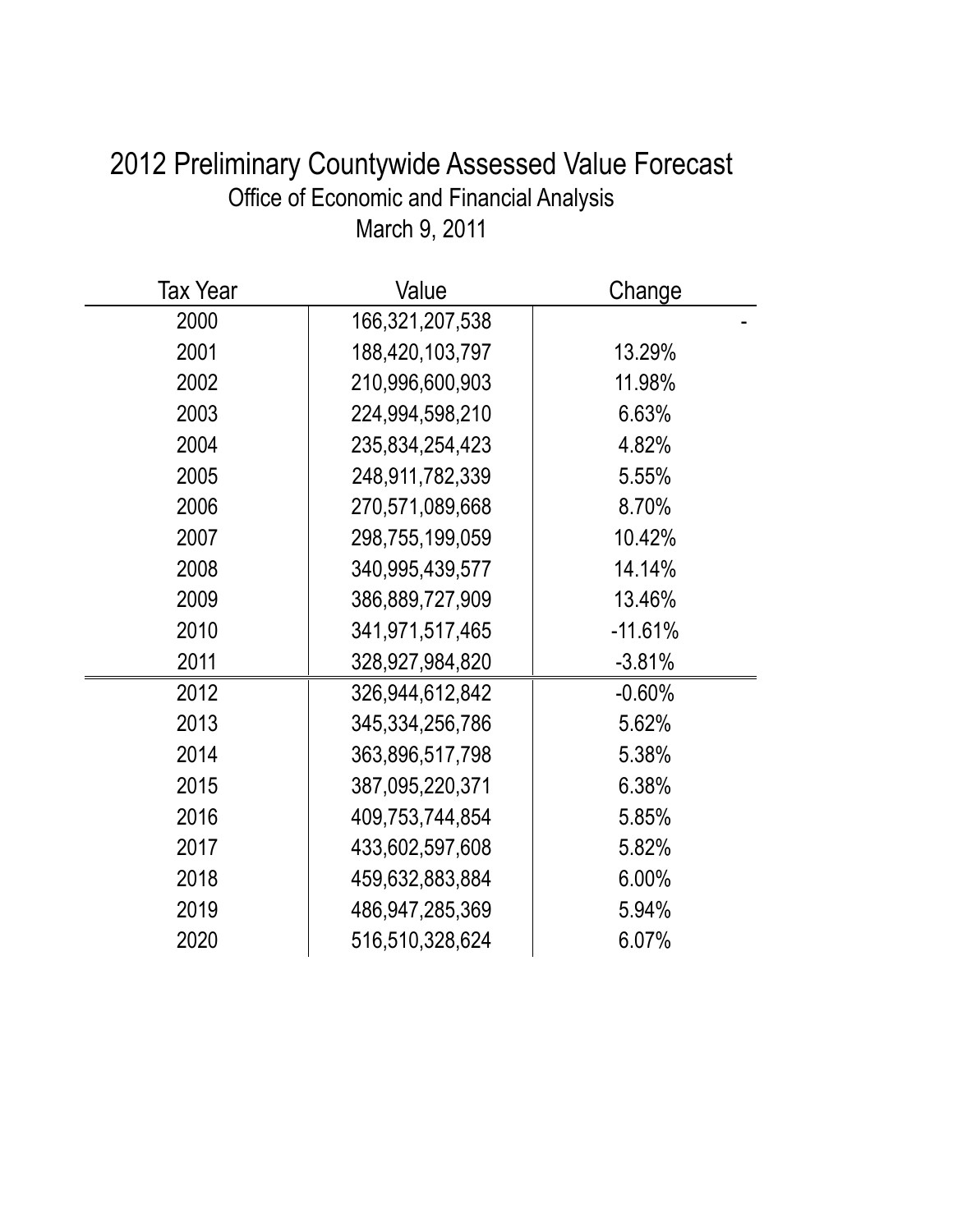# 2012 Preliminary Countywide Assessed Value Forecast

Office of Economic and Financial Analysis

March 9, 2011

| Tax Year | Value | Change |
|---|---|---|
| 2000 | 166,321,207,538 | - |
| 2001 | 188,420,103,797 | 13.29% |
| 2002 | 210,996,600,903 | 11.98% |
| 2003 | 224,994,598,210 | 6.63% |
| 2004 | 235,834,254,423 | 4.82% |
| 2005 | 248,911,782,339 | 5.55% |
| 2006 | 270,571,089,668 | 8.70% |
| 2007 | 298,755,199,059 | 10.42% |
| 2008 | 340,995,439,577 | 14.14% |
| 2009 | 386,889,727,909 | 13.46% |
| 2010 | 341,971,517,465 | -11.61% |
| 2011 | 328,927,984,820 | -3.81% |
| 2012 | 326,944,612,842 | -0.60% |
| 2013 | 345,334,256,786 | 5.62% |
| 2014 | 363,896,517,798 | 5.38% |
| 2015 | 387,095,220,371 | 6.38% |
| 2016 | 409,753,744,854 | 5.85% |
| 2017 | 433,602,597,608 | 5.82% |
| 2018 | 459,632,883,884 | 6.00% |
| 2019 | 486,947,285,369 | 5.94% |
| 2020 | 516,510,328,624 | 6.07% |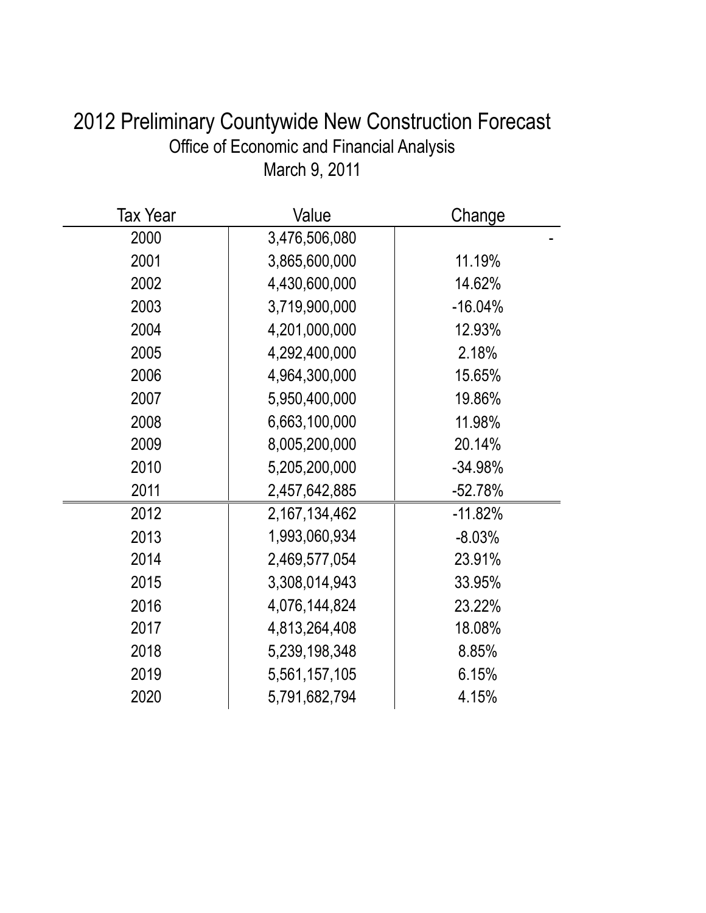# 2012 Preliminary Countywide New Construction Forecast

Office of Economic and Financial Analysis

March 9, 2011

| Tax Year | Value | Change |
|---|---|---|
| 2000 | 3,476,506,080 | - |
| 2001 | 3,865,600,000 | 11.19% |
| 2002 | 4,430,600,000 | 14.62% |
| 2003 | 3,719,900,000 | -16.04% |
| 2004 | 4,201,000,000 | 12.93% |
| 2005 | 4,292,400,000 | 2.18% |
| 2006 | 4,964,300,000 | 15.65% |
| 2007 | 5,950,400,000 | 19.86% |
| 2008 | 6,663,100,000 | 11.98% |
| 2009 | 8,005,200,000 | 20.14% |
| 2010 | 5,205,200,000 | -34.98% |
| 2011 | 2,457,642,885 | -52.78% |
| 2012 | 2,167,134,462 | -11.82% |
| 2013 | 1,993,060,934 | -8.03% |
| 2014 | 2,469,577,054 | 23.91% |
| 2015 | 3,308,014,943 | 33.95% |
| 2016 | 4,076,144,824 | 23.22% |
| 2017 | 4,813,264,408 | 18.08% |
| 2018 | 5,239,198,348 | 8.85% |
| 2019 | 5,561,157,105 | 6.15% |
| 2020 | 5,791,682,794 | 4.15% |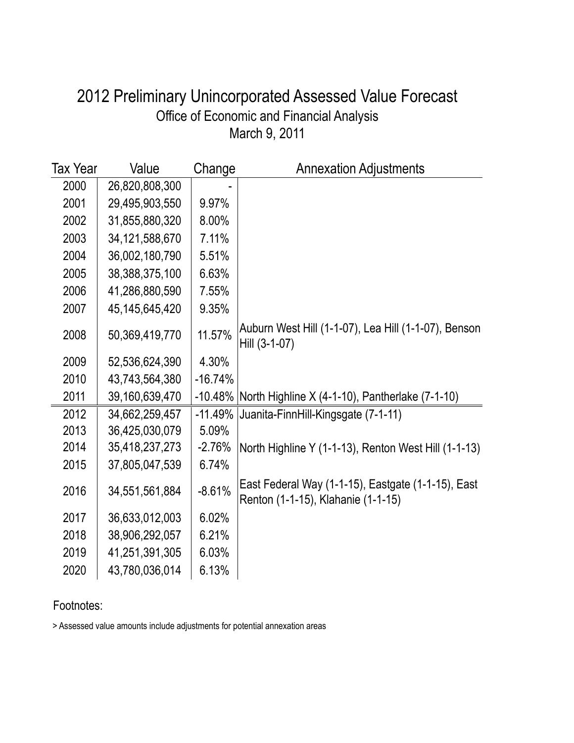# 2012 Preliminary Unincorporated Assessed Value Forecast

Office of Economic and Financial Analysis

March 9, 2011

| Tax Year | Value | Change | Annexation Adjustments |
|---|---|---|---|
| 2000 | 26,820,808,300 | - | |
| 2001 | 29,495,903,550 | 9.97% | |
| 2002 | 31,855,880,320 | 8.00% | |
| 2003 | 34,121,588,670 | 7.11% | |
| 2004 | 36,002,180,790 | 5.51% | |
| 2005 | 38,388,375,100 | 6.63% | |
| 2006 | 41,286,880,590 | 7.55% | |
| 2007 | 45,145,645,420 | 9.35% | |
| 2008 | 50,369,419,770 | 11.57% | Auburn West Hill (1-1-07), Lea Hill (1-1-07), Benson Hill (3-1-07) |
| 2009 | 52,536,624,390 | 4.30% | |
| 2010 | 43,743,564,380 | -16.74% | |
| 2011 | 39,160,639,470 | -10.48% | North Highline X (4-1-10), Pantherlake (7-1-10) |
| 2012 | 34,662,259,457 | -11.49% | Juanita-FinnHill-Kingsgate (7-1-11) |
| 2013 | 36,425,030,079 | 5.09% | |
| 2014 | 35,418,237,273 | -2.76% | North Highline Y (1-1-13), Renton West Hill (1-1-13) |
| 2015 | 37,805,047,539 | 6.74% | |
| 2016 | 34,551,561,884 | -8.61% | East Federal Way (1-1-15), Eastgate (1-1-15), East Renton (1-1-15), Klahanie (1-1-15) |
| 2017 | 36,633,012,003 | 6.02% | |
| 2018 | 38,906,292,057 | 6.21% | |
| 2019 | 41,251,391,305 | 6.03% | |
| 2020 | 43,780,036,014 | 6.13% | |

Footnotes:

> Assessed value amounts include adjustments for potential annexation areas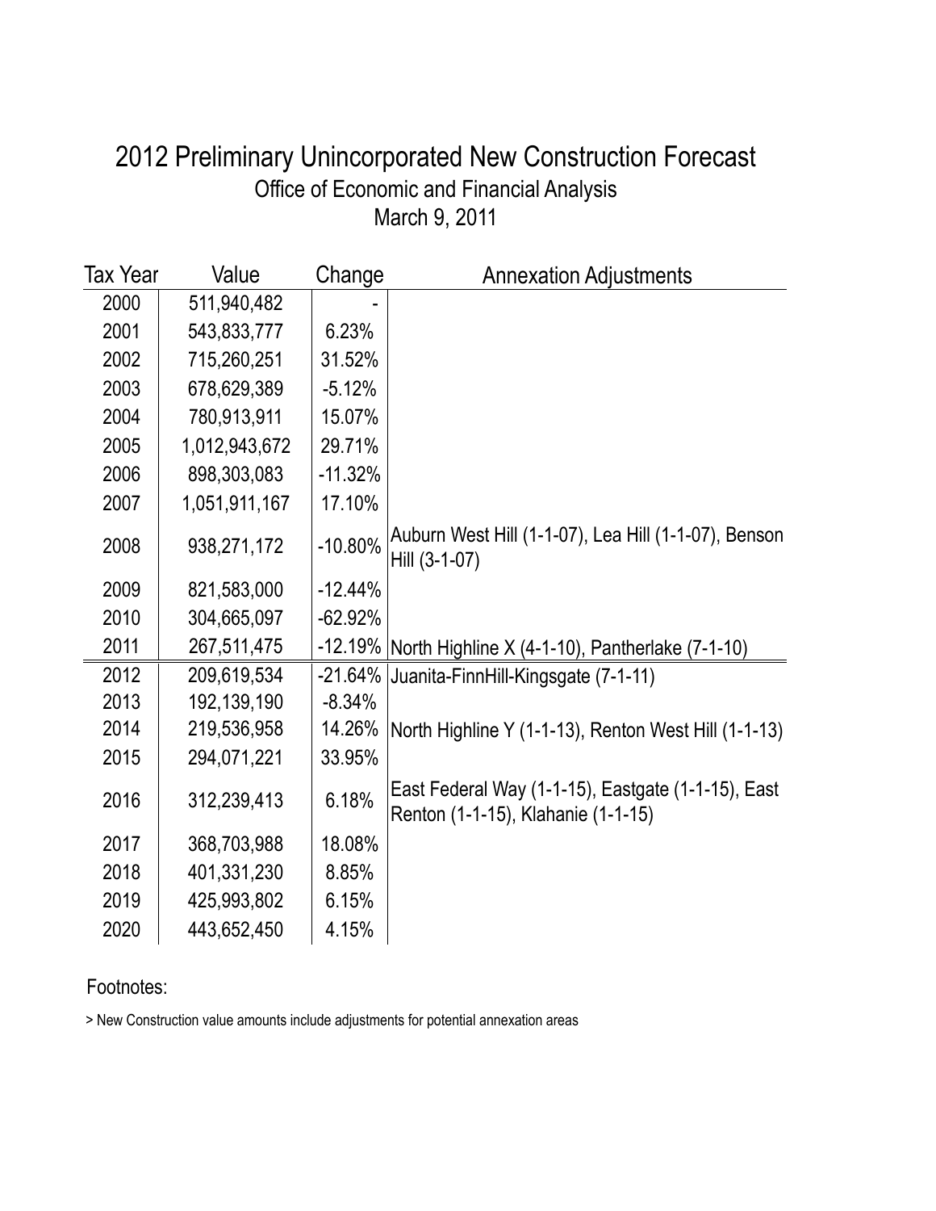# 2012 Preliminary Unincorporated New Construction Forecast

## Office of Economic and Financial Analysis

## March 9, 2011

| Tax Year | Value | Change | Annexation Adjustments |
|---|---|---|---|
| 2000 | 511,940,482 | - | |
| 2001 | 543,833,777 | 6.23% | |
| 2002 | 715,260,251 | 31.52% | |
| 2003 | 678,629,389 | -5.12% | |
| 2004 | 780,913,911 | 15.07% | |
| 2005 | 1,012,943,672 | 29.71% | |
| 2006 | 898,303,083 | -11.32% | |
| 2007 | 1,051,911,167 | 17.10% | |
| 2008 | 938,271,172 | -10.80% | Auburn West Hill (1-1-07), Lea Hill (1-1-07), Benson Hill (3-1-07) |
| 2009 | 821,583,000 | -12.44% | |
| 2010 | 304,665,097 | -62.92% | |
| 2011 | 267,511,475 | -12.19% | North Highline X (4-1-10), Pantherlake (7-1-10) |
| 2012 | 209,619,534 | -21.64% | Juanita-FinnHill-Kingsgate (7-1-11) |
| 2013 | 192,139,190 | -8.34% | |
| 2014 | 219,536,958 | 14.26% | North Highline Y (1-1-13), Renton West Hill (1-1-13) |
| 2015 | 294,071,221 | 33.95% | |
| 2016 | 312,239,413 | 6.18% | East Federal Way (1-1-15), Eastgate (1-1-15), East Renton (1-1-15), Klahanie (1-1-15) |
| 2017 | 368,703,988 | 18.08% | |
| 2018 | 401,331,230 | 8.85% | |
| 2019 | 425,993,802 | 6.15% | |
| 2020 | 443,652,450 | 4.15% | |

Footnotes:

> New Construction value amounts include adjustments for potential annexation areas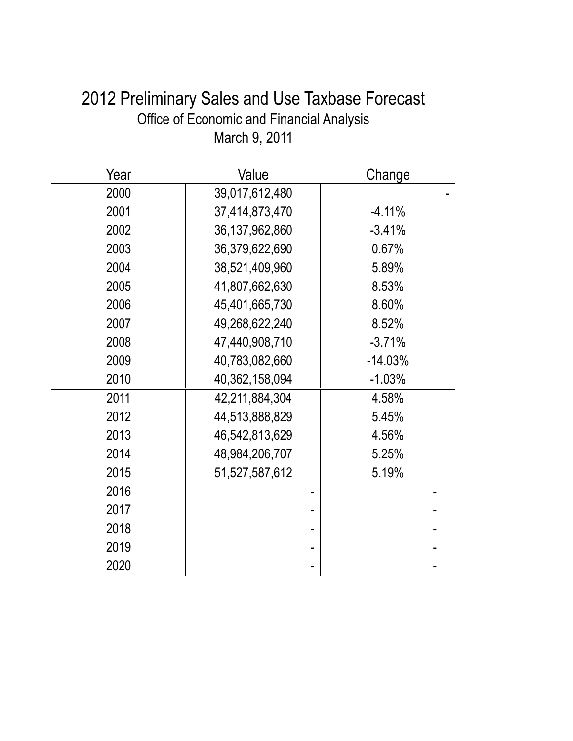# 2012 Preliminary Sales and Use Taxbase Forecast

Office of Economic and Financial Analysis

March 9, 2011

| Year | Value | Change |
|---|---|---|
| 2000 | 39,017,612,480 | - |
| 2001 | 37,414,873,470 | -4.11% |
| 2002 | 36,137,962,860 | -3.41% |
| 2003 | 36,379,622,690 | 0.67% |
| 2004 | 38,521,409,960 | 5.89% |
| 2005 | 41,807,662,630 | 8.53% |
| 2006 | 45,401,665,730 | 8.60% |
| 2007 | 49,268,622,240 | 8.52% |
| 2008 | 47,440,908,710 | -3.71% |
| 2009 | 40,783,082,660 | -14.03% |
| 2010 | 40,362,158,094 | -1.03% |
| 2011 | 42,211,884,304 | 4.58% |
| 2012 | 44,513,888,829 | 5.45% |
| 2013 | 46,542,813,629 | 4.56% |
| 2014 | 48,984,206,707 | 5.25% |
| 2015 | 51,527,587,612 | 5.19% |
| 2016 | - | - |
| 2017 | - | - |
| 2018 | - | - |
| 2019 | - | - |
| 2020 | - | - |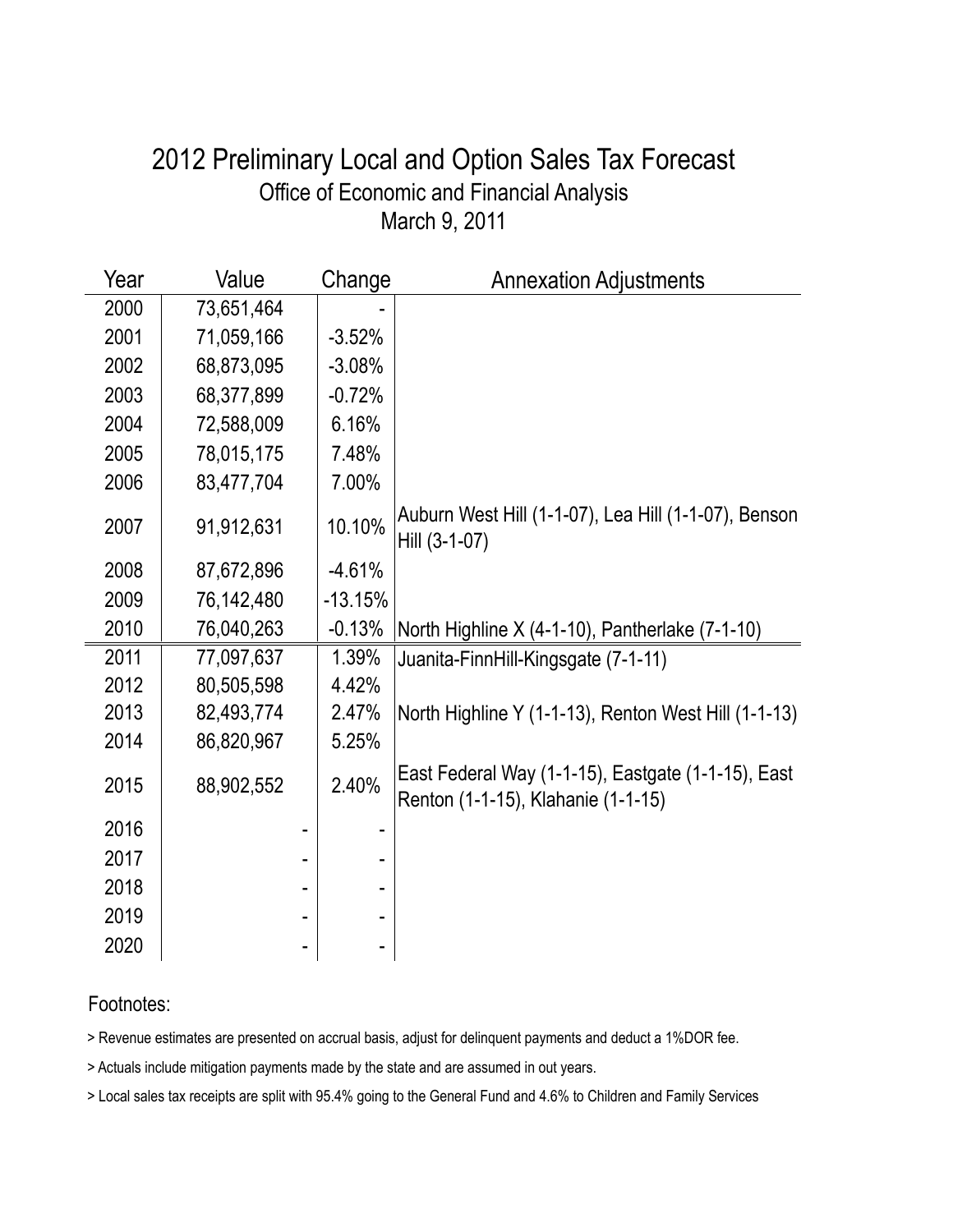# 2012 Preliminary Local and Option Sales Tax Forecast

Office of Economic and Financial Analysis

March 9, 2011

| Year | Value | Change | Annexation Adjustments |
|---|---|---|---|
| 2000 | 73,651,464 | - | |
| 2001 | 71,059,166 | -3.52% | |
| 2002 | 68,873,095 | -3.08% | |
| 2003 | 68,377,899 | -0.72% | |
| 2004 | 72,588,009 | 6.16% | |
| 2005 | 78,015,175 | 7.48% | |
| 2006 | 83,477,704 | 7.00% | |
| 2007 | 91,912,631 | 10.10% | Auburn West Hill (1-1-07), Lea Hill (1-1-07), Benson Hill (3-1-07) |
| 2008 | 87,672,896 | -4.61% | |
| 2009 | 76,142,480 | -13.15% | |
| 2010 | 76,040,263 | -0.13% | North Highline X (4-1-10), Pantherlake (7-1-10) |
| 2011 | 77,097,637 | 1.39% | Juanita-FinnHill-Kingsgate (7-1-11) |
| 2012 | 80,505,598 | 4.42% | |
| 2013 | 82,493,774 | 2.47% | North Highline Y (1-1-13), Renton West Hill (1-1-13) |
| 2014 | 86,820,967 | 5.25% | |
| 2015 | 88,902,552 | 2.40% | East Federal Way (1-1-15), Eastgate (1-1-15), East Renton (1-1-15), Klahanie (1-1-15) |
| 2016 | - | - | |
| 2017 | - | - | |
| 2018 | - | - | |
| 2019 | - | - | |
| 2020 | - | - | |

Footnotes:

> Revenue estimates are presented on accrual basis, adjust for delinquent payments and deduct a 1%DOR fee.

> Actuals include mitigation payments made by the state and are assumed in out years.

> Local sales tax receipts are split with 95.4% going to the General Fund and 4.6% to Children and Family Services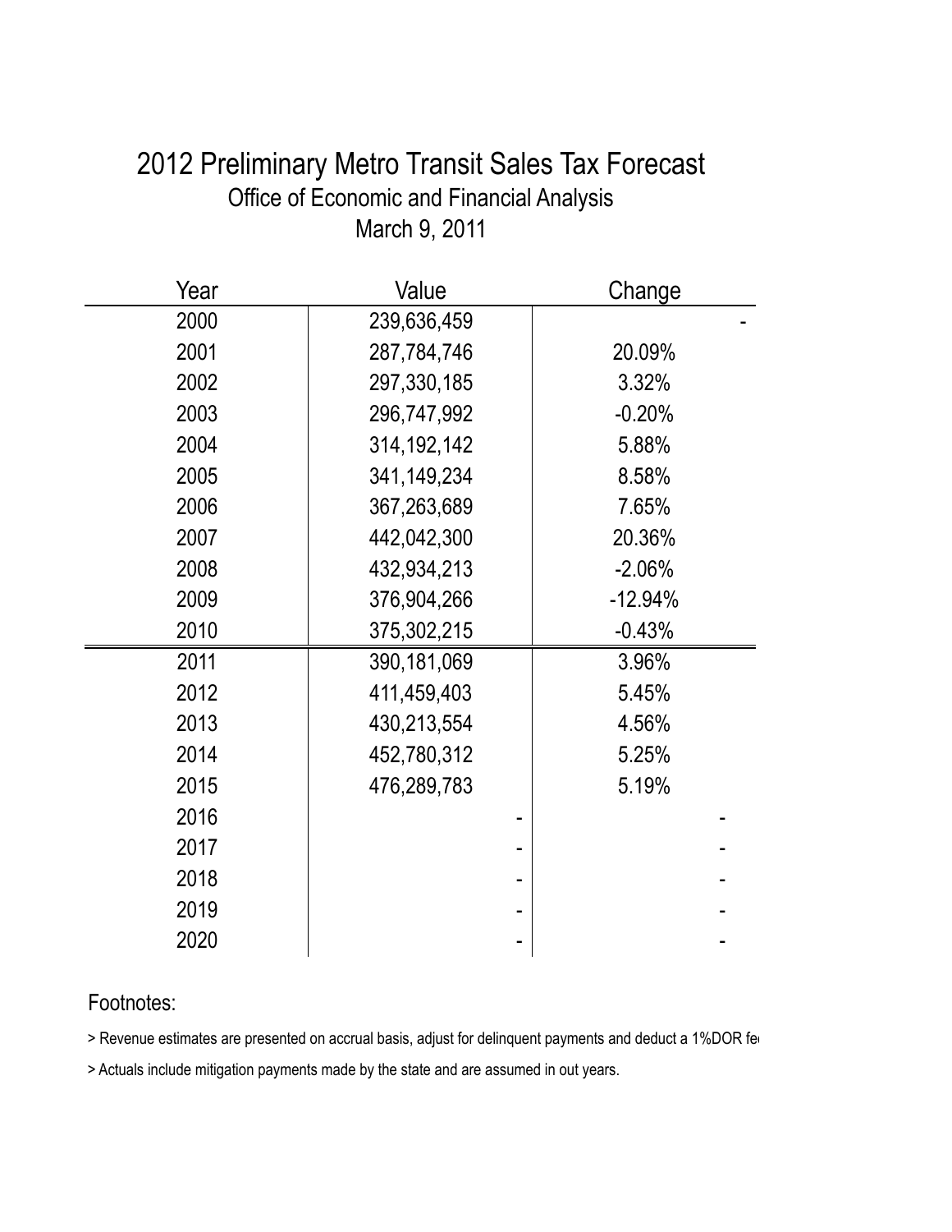# 2012 Preliminary Metro Transit Sales Tax Forecast

Office of Economic and Financial Analysis

March 9, 2011

| Year | Value | Change |
|---|---|---|
| 2000 | 239,636,459 | - |
| 2001 | 287,784,746 | 20.09% |
| 2002 | 297,330,185 | 3.32% |
| 2003 | 296,747,992 | -0.20% |
| 2004 | 314,192,142 | 5.88% |
| 2005 | 341,149,234 | 8.58% |
| 2006 | 367,263,689 | 7.65% |
| 2007 | 442,042,300 | 20.36% |
| 2008 | 432,934,213 | -2.06% |
| 2009 | 376,904,266 | -12.94% |
| 2010 | 375,302,215 | -0.43% |
| 2011 | 390,181,069 | 3.96% |
| 2012 | 411,459,403 | 5.45% |
| 2013 | 430,213,554 | 4.56% |
| 2014 | 452,780,312 | 5.25% |
| 2015 | 476,289,783 | 5.19% |
| 2016 | - | - |
| 2017 | - | - |
| 2018 | - | - |
| 2019 | - | - |
| 2020 | - | - |

Footnotes:

> Revenue estimates are presented on accrual basis, adjust for delinquent payments and deduct a 1%DOR fe

> Actuals include mitigation payments made by the state and are assumed in out years.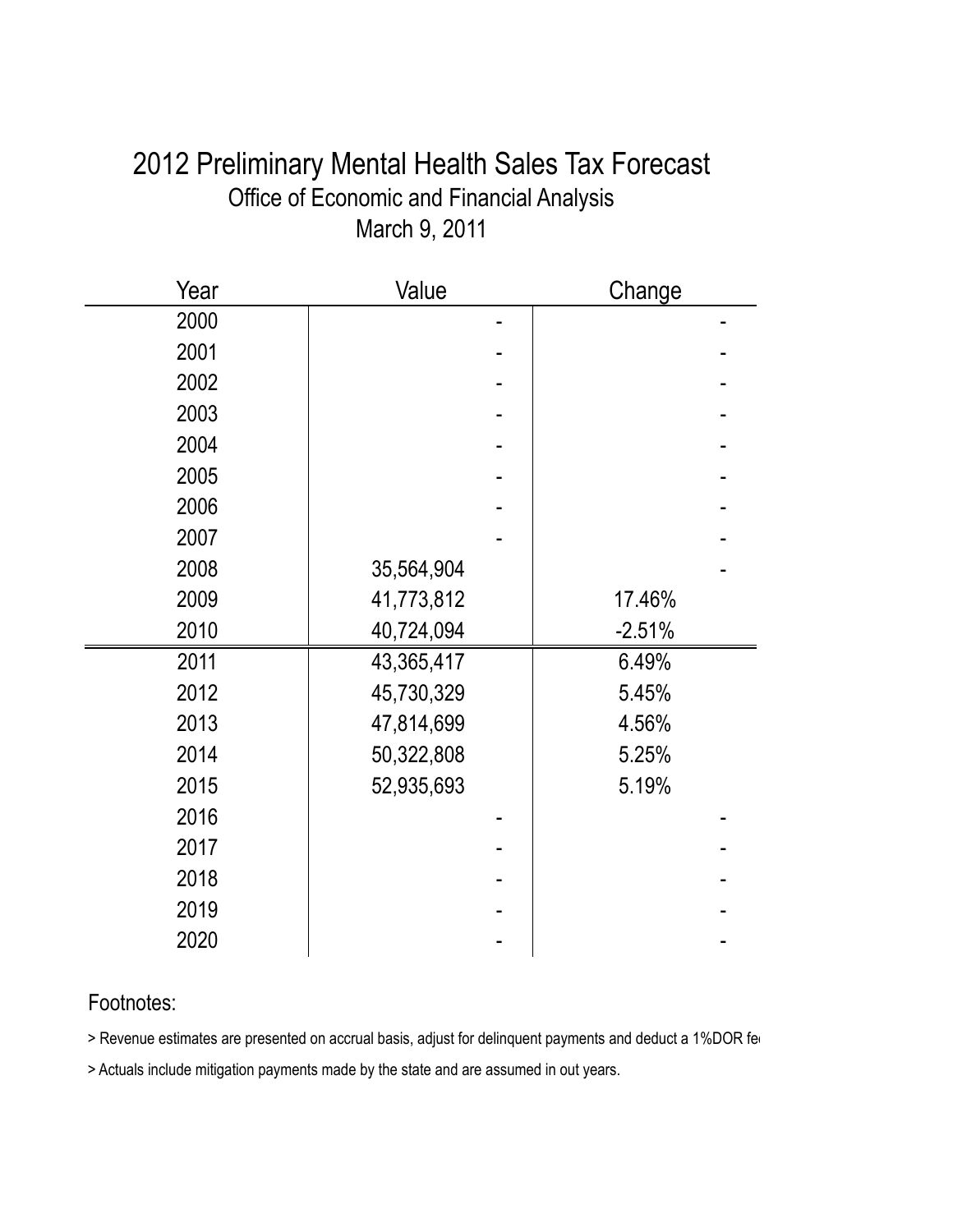# 2012 Preliminary Mental Health Sales Tax Forecast

## Office of Economic and Financial Analysis

## March 9, 2011

| Year | Value | Change |
|---|---|---|
| 2000 | - | - |
| 2001 | - | - |
| 2002 | - | - |
| 2003 | - | - |
| 2004 | - | - |
| 2005 | - | - |
| 2006 | - | - |
| 2007 | - | - |
| 2008 | 35,564,904 | - |
| 2009 | 41,773,812 | 17.46% |
| 2010 | 40,724,094 | -2.51% |
| 2011 | 43,365,417 | 6.49% |
| 2012 | 45,730,329 | 5.45% |
| 2013 | 47,814,699 | 4.56% |
| 2014 | 50,322,808 | 5.25% |
| 2015 | 52,935,693 | 5.19% |
| 2016 | - | - |
| 2017 | - | - |
| 2018 | - | - |
| 2019 | - | - |
| 2020 | - | - |

Footnotes:

> Revenue estimates are presented on accrual basis, adjust for delinquent payments and deduct a 1%DOR fe

> Actuals include mitigation payments made by the state and are assumed in out years.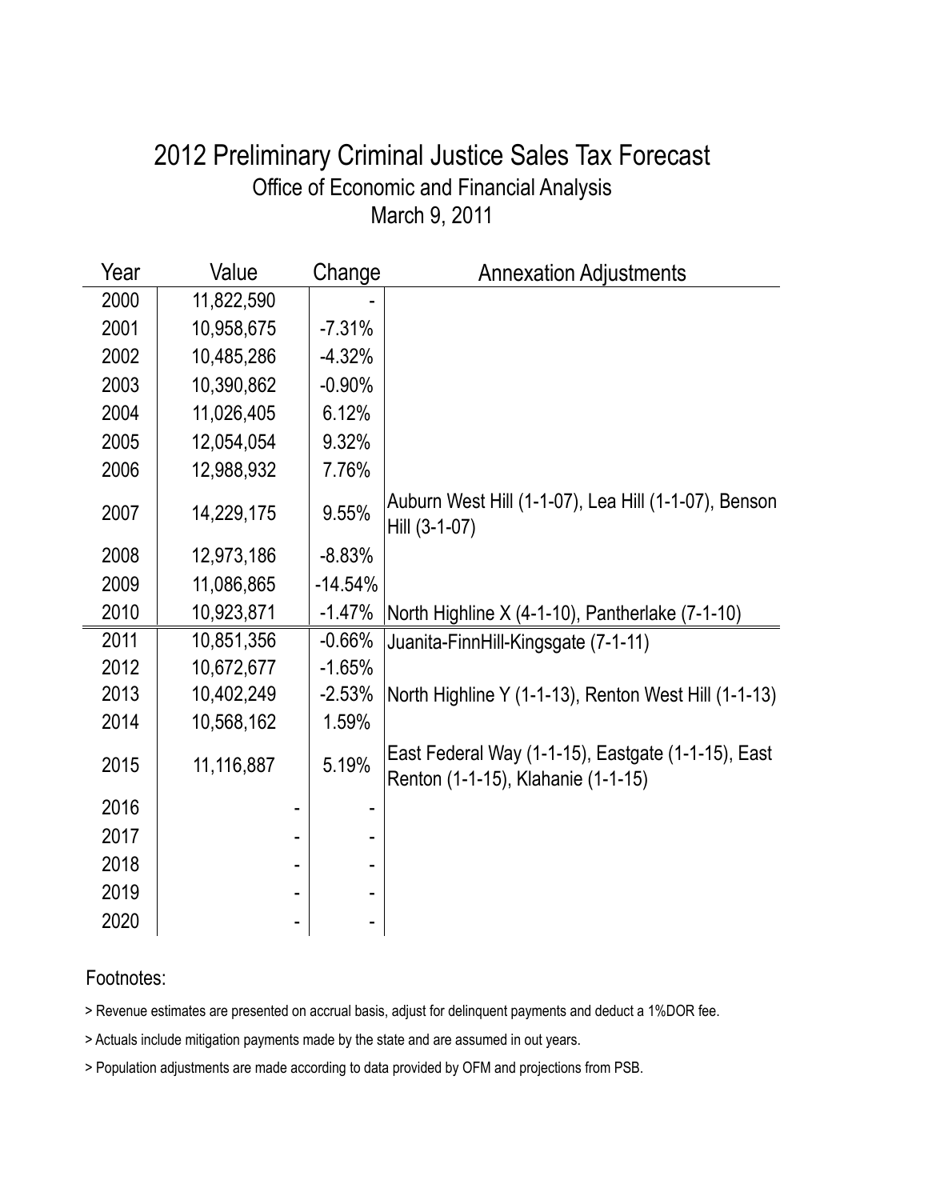# 2012 Preliminary Criminal Justice Sales Tax Forecast

Office of Economic and Financial Analysis

March 9, 2011

| Year | Value | Change | Annexation Adjustments |
|---|---|---|---|
| 2000 | 11,822,590 | - | |
| 2001 | 10,958,675 | -7.31% | |
| 2002 | 10,485,286 | -4.32% | |
| 2003 | 10,390,862 | -0.90% | |
| 2004 | 11,026,405 | 6.12% | |
| 2005 | 12,054,054 | 9.32% | |
| 2006 | 12,988,932 | 7.76% | |
| 2007 | 14,229,175 | 9.55% | Auburn West Hill (1-1-07), Lea Hill (1-1-07), Benson Hill (3-1-07) |
| 2008 | 12,973,186 | -8.83% | |
| 2009 | 11,086,865 | -14.54% | |
| 2010 | 10,923,871 | -1.47% | North Highline X (4-1-10), Pantherlake (7-1-10) |
| 2011 | 10,851,356 | -0.66% | Juanita-FinnHill-Kingsgate (7-1-11) |
| 2012 | 10,672,677 | -1.65% | |
| 2013 | 10,402,249 | -2.53% | North Highline Y (1-1-13), Renton West Hill (1-1-13) |
| 2014 | 10,568,162 | 1.59% | |
| 2015 | 11,116,887 | 5.19% | East Federal Way (1-1-15), Eastgate (1-1-15), East Renton (1-1-15), Klahanie (1-1-15) |
| 2016 | - | - | |
| 2017 | - | - | |
| 2018 | - | - | |
| 2019 | - | - | |
| 2020 | - | - | |

Footnotes:

> Revenue estimates are presented on accrual basis, adjust for delinquent payments and deduct a 1%DOR fee.

> Actuals include mitigation payments made by the state and are assumed in out years.

> Population adjustments are made according to data provided by OFM and projections from PSB.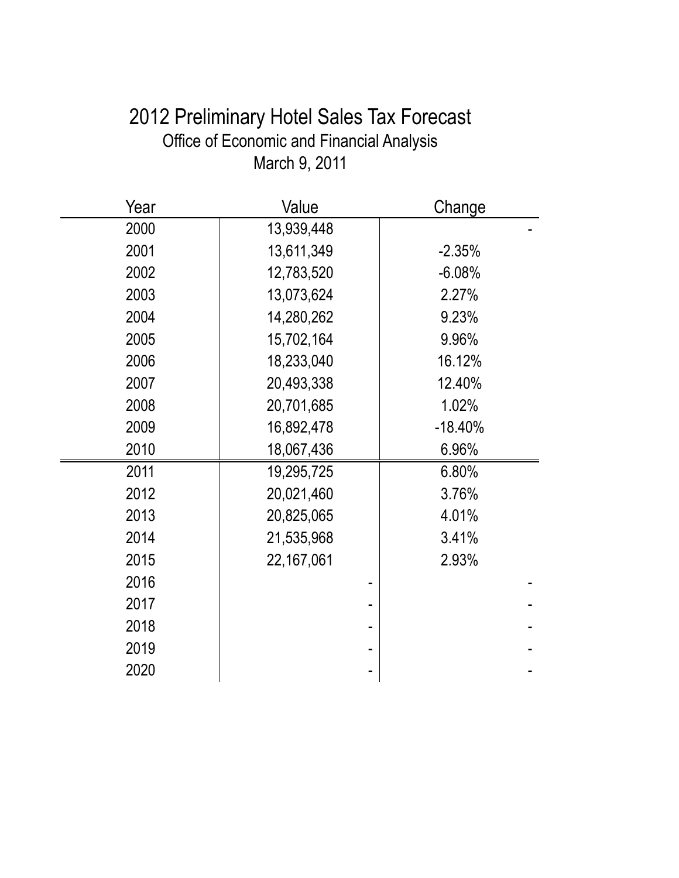# 2012 Preliminary Hotel Sales Tax Forecast

Office of Economic and Financial Analysis

March 9, 2011

| Year | Value | Change |
|---|---|---|
| 2000 | 13,939,448 | - |
| 2001 | 13,611,349 | -2.35% |
| 2002 | 12,783,520 | -6.08% |
| 2003 | 13,073,624 | 2.27% |
| 2004 | 14,280,262 | 9.23% |
| 2005 | 15,702,164 | 9.96% |
| 2006 | 18,233,040 | 16.12% |
| 2007 | 20,493,338 | 12.40% |
| 2008 | 20,701,685 | 1.02% |
| 2009 | 16,892,478 | -18.40% |
| 2010 | 18,067,436 | 6.96% |
| 2011 | 19,295,725 | 6.80% |
| 2012 | 20,021,460 | 3.76% |
| 2013 | 20,825,065 | 4.01% |
| 2014 | 21,535,968 | 3.41% |
| 2015 | 22,167,061 | 2.93% |
| 2016 | - | - |
| 2017 | - | - |
| 2018 | - | - |
| 2019 | - | - |
| 2020 | - | - |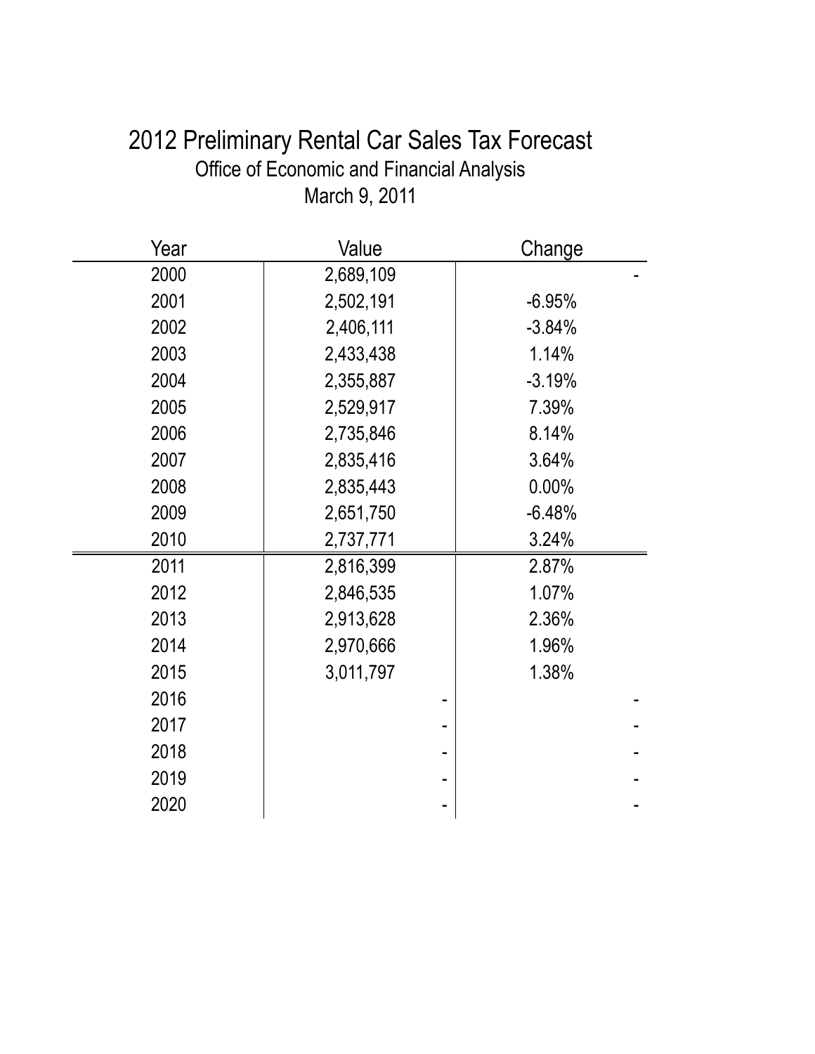# 2012 Preliminary Rental Car Sales Tax Forecast

Office of Economic and Financial Analysis

March 9, 2011

| Year | Value | Change |
|---|---|---|
| 2000 | 2,689,109 | - |
| 2001 | 2,502,191 | -6.95% |
| 2002 | 2,406,111 | -3.84% |
| 2003 | 2,433,438 | 1.14% |
| 2004 | 2,355,887 | -3.19% |
| 2005 | 2,529,917 | 7.39% |
| 2006 | 2,735,846 | 8.14% |
| 2007 | 2,835,416 | 3.64% |
| 2008 | 2,835,443 | 0.00% |
| 2009 | 2,651,750 | -6.48% |
| 2010 | 2,737,771 | 3.24% |
| 2011 | 2,816,399 | 2.87% |
| 2012 | 2,846,535 | 1.07% |
| 2013 | 2,913,628 | 2.36% |
| 2014 | 2,970,666 | 1.96% |
| 2015 | 3,011,797 | 1.38% |
| 2016 | - | - |
| 2017 | - | - |
| 2018 | - | - |
| 2019 | - | - |
| 2020 | - | - |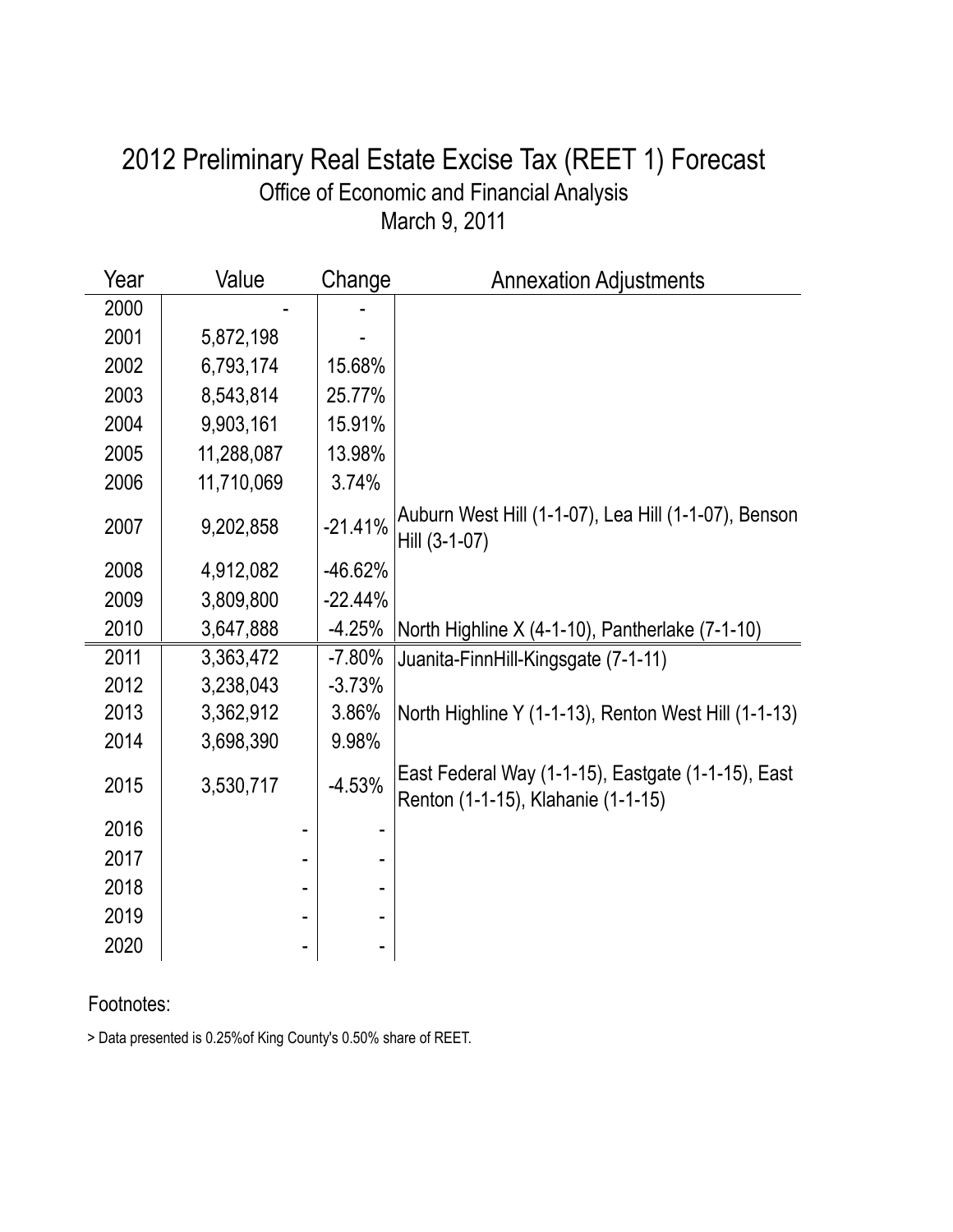# 2012 Preliminary Real Estate Excise Tax (REET 1) Forecast

Office of Economic and Financial Analysis

March 9, 2011

| Year | Value | Change | Annexation Adjustments |
|---|---|---|---|
| 2000 | - | - | |
| 2001 | 5,872,198 | - | |
| 2002 | 6,793,174 | 15.68% | |
| 2003 | 8,543,814 | 25.77% | |
| 2004 | 9,903,161 | 15.91% | |
| 2005 | 11,288,087 | 13.98% | |
| 2006 | 11,710,069 | 3.74% | |
| 2007 | 9,202,858 | -21.41% | Auburn West Hill (1-1-07), Lea Hill (1-1-07), Benson Hill (3-1-07) |
| 2008 | 4,912,082 | -46.62% | |
| 2009 | 3,809,800 | -22.44% | |
| 2010 | 3,647,888 | -4.25% | North Highline X (4-1-10), Pantherlake (7-1-10) |
| 2011 | 3,363,472 | -7.80% | Juanita-FinnHill-Kingsgate (7-1-11) |
| 2012 | 3,238,043 | -3.73% | |
| 2013 | 3,362,912 | 3.86% | North Highline Y (1-1-13), Renton West Hill (1-1-13) |
| 2014 | 3,698,390 | 9.98% | |
| 2015 | 3,530,717 | -4.53% | East Federal Way (1-1-15), Eastgate (1-1-15), East Renton (1-1-15), Klahanie (1-1-15) |
| 2016 | - | - | |
| 2017 | - | - | |
| 2018 | - | - | |
| 2019 | - | - | |
| 2020 | - | - | |

Footnotes:

> Data presented is 0.25%of King County's 0.50% share of REET.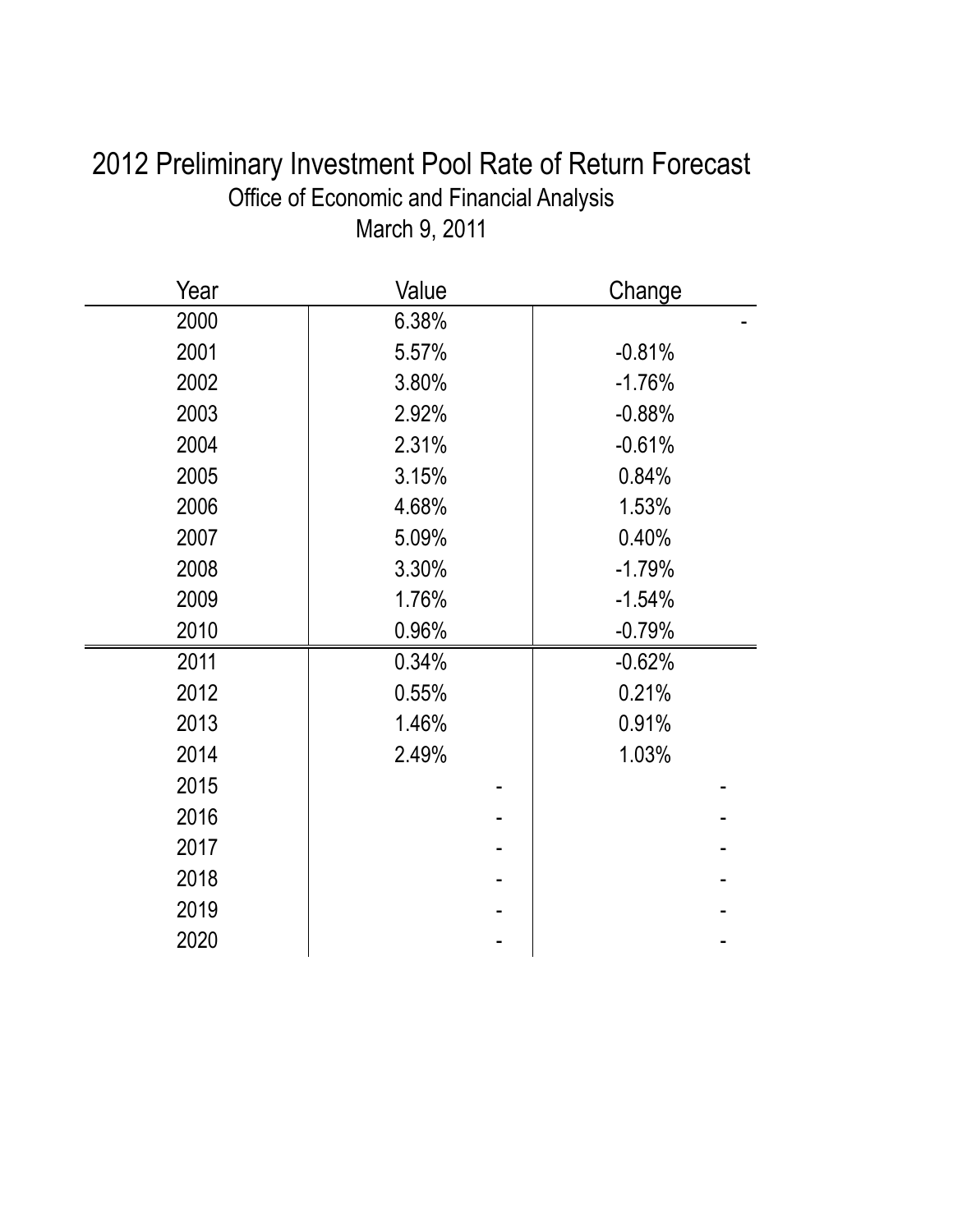# 2012 Preliminary Investment Pool Rate of Return Forecast

Office of Economic and Financial Analysis

March 9, 2011

| Year | Value | Change |
|---|---|---|
| 2000 | 6.38% | - |
| 2001 | 5.57% | -0.81% |
| 2002 | 3.80% | -1.76% |
| 2003 | 2.92% | -0.88% |
| 2004 | 2.31% | -0.61% |
| 2005 | 3.15% | 0.84% |
| 2006 | 4.68% | 1.53% |
| 2007 | 5.09% | 0.40% |
| 2008 | 3.30% | -1.79% |
| 2009 | 1.76% | -1.54% |
| 2010 | 0.96% | -0.79% |
| 2011 | 0.34% | -0.62% |
| 2012 | 0.55% | 0.21% |
| 2013 | 1.46% | 0.91% |
| 2014 | 2.49% | 1.03% |
| 2015 | - | - |
| 2016 | - | - |
| 2017 | - | - |
| 2018 | - | - |
| 2019 | - | - |
| 2020 | - | - |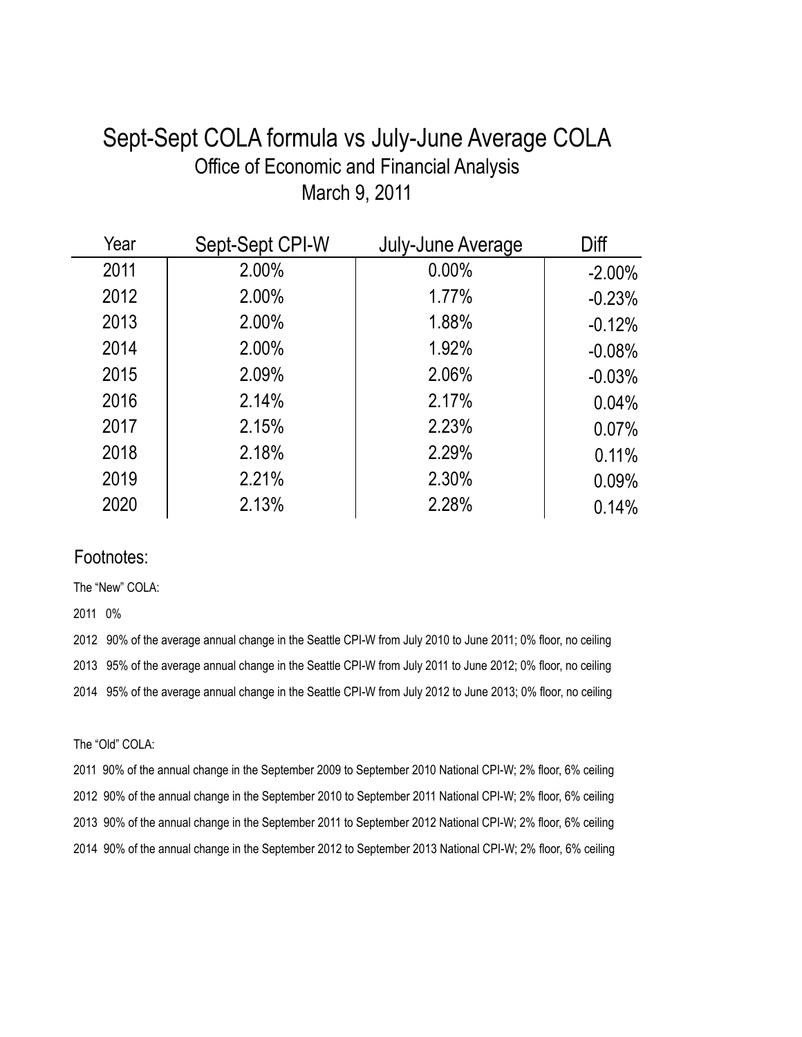# Sept-Sept COLA formula vs July-June Average COLA

## Office of Economic and Financial Analysis

## March 9, 2011

| Year | Sept-Sept CPI-W | July-June Average | Diff |
|---|---|---|---|
| 2011 | 2.00% | 0.00% | -2.00% |
| 2012 | 2.00% | 1.77% | -0.23% |
| 2013 | 2.00% | 1.88% | -0.12% |
| 2014 | 2.00% | 1.92% | -0.08% |
| 2015 | 2.09% | 2.06% | -0.03% |
| 2016 | 2.14% | 2.17% | 0.04% |
| 2017 | 2.15% | 2.23% | 0.07% |
| 2018 | 2.18% | 2.29% | 0.11% |
| 2019 | 2.21% | 2.30% | 0.09% |
| 2020 | 2.13% | 2.28% | 0.14% |

### Footnotes:

The "New" COLA:

2011 0%

2012 90% of the average annual change in the Seattle CPI-W from July 2010 to June 2011; 0% floor, no ceiling

2013 95% of the average annual change in the Seattle CPI-W from July 2011 to June 2012; 0% floor, no ceiling

2014 95% of the average annual change in the Seattle CPI-W from July 2012 to June 2013; 0% floor, no ceiling

The "Old" COLA:

2011 90% of the annual change in the September 2009 to September 2010 National CPI-W; 2% floor, 6% ceiling

2012 90% of the annual change in the September 2010 to September 2011 National CPI-W; 2% floor, 6% ceiling

2013 90% of the annual change in the September 2011 to September 2012 National CPI-W; 2% floor, 6% ceiling

2014 90% of the annual change in the September 2012 to September 2013 National CPI-W; 2% floor, 6% ceiling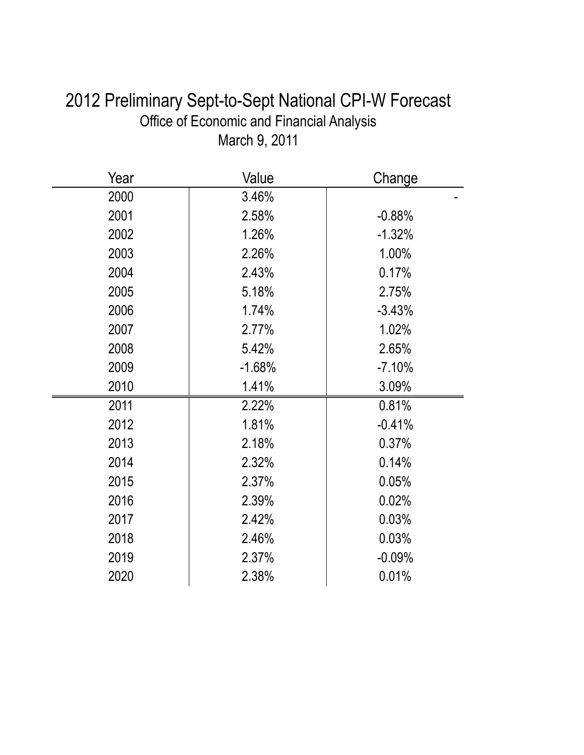# 2012 Preliminary Sept-to-Sept National CPI-W Forecast

Office of Economic and Financial Analysis

March 9, 2011

| Year | Value | Change |
|---|---|---|
| 2000 | 3.46% | - |
| 2001 | 2.58% | -0.88% |
| 2002 | 1.26% | -1.32% |
| 2003 | 2.26% | 1.00% |
| 2004 | 2.43% | 0.17% |
| 2005 | 5.18% | 2.75% |
| 2006 | 1.74% | -3.43% |
| 2007 | 2.77% | 1.02% |
| 2008 | 5.42% | 2.65% |
| 2009 | -1.68% | -7.10% |
| 2010 | 1.41% | 3.09% |
| 2011 | 2.22% | 0.81% |
| 2012 | 1.81% | -0.41% |
| 2013 | 2.18% | 0.37% |
| 2014 | 2.32% | 0.14% |
| 2015 | 2.37% | 0.05% |
| 2016 | 2.39% | 0.02% |
| 2017 | 2.42% | 0.03% |
| 2018 | 2.46% | 0.03% |
| 2019 | 2.37% | -0.09% |
| 2020 | 2.38% | 0.01% |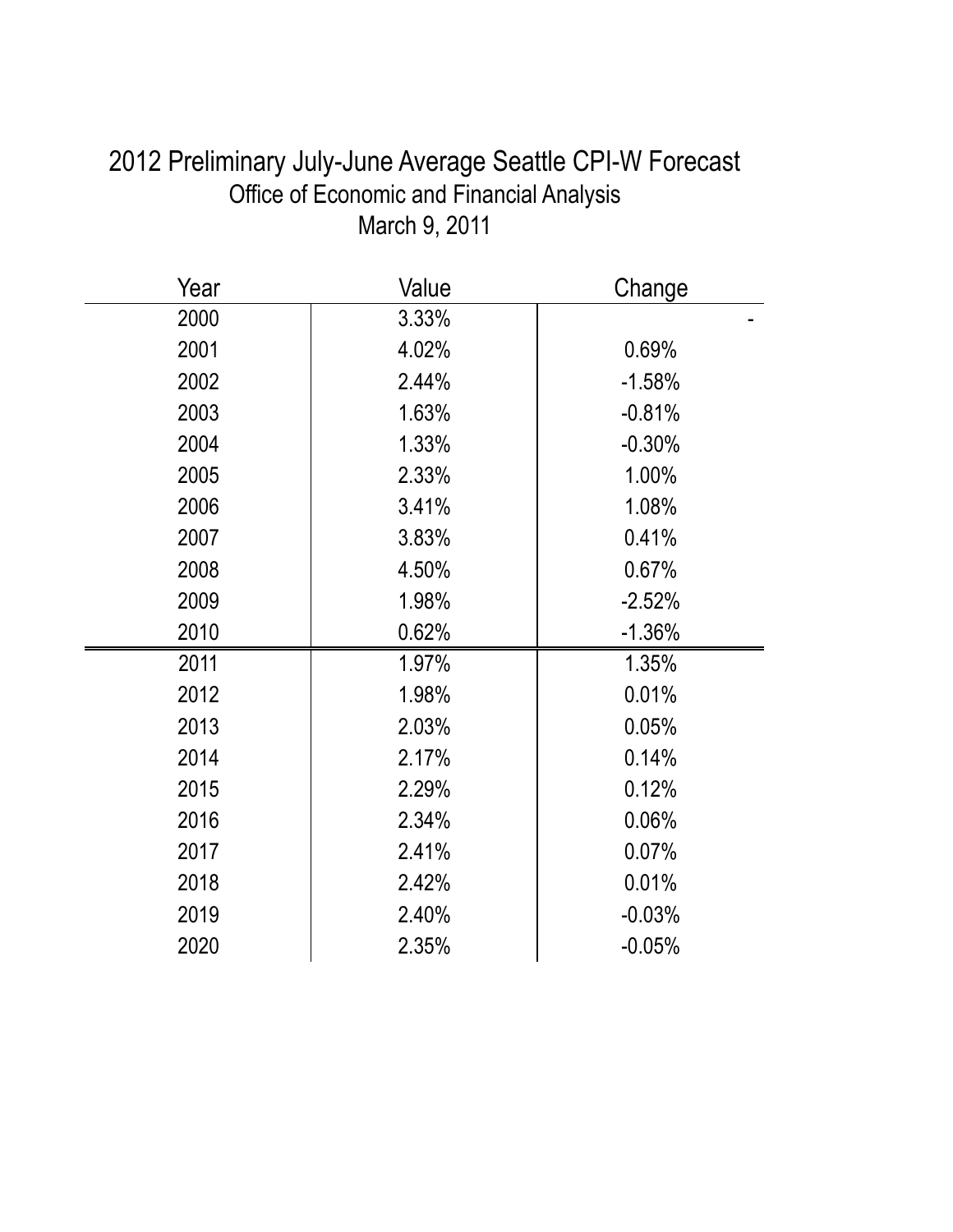# 2012 Preliminary July-June Average Seattle CPI-W Forecast

Office of Economic and Financial Analysis

March 9, 2011

| Year | Value | Change |
|---|---|---|
| 2000 | 3.33% | - |
| 2001 | 4.02% | 0.69% |
| 2002 | 2.44% | -1.58% |
| 2003 | 1.63% | -0.81% |
| 2004 | 1.33% | -0.30% |
| 2005 | 2.33% | 1.00% |
| 2006 | 3.41% | 1.08% |
| 2007 | 3.83% | 0.41% |
| 2008 | 4.50% | 0.67% |
| 2009 | 1.98% | -2.52% |
| 2010 | 0.62% | -1.36% |
| 2011 | 1.97% | 1.35% |
| 2012 | 1.98% | 0.01% |
| 2013 | 2.03% | 0.05% |
| 2014 | 2.17% | 0.14% |
| 2015 | 2.29% | 0.12% |
| 2016 | 2.34% | 0.06% |
| 2017 | 2.41% | 0.07% |
| 2018 | 2.42% | 0.01% |
| 2019 | 2.40% | -0.03% |
| 2020 | 2.35% | -0.05% |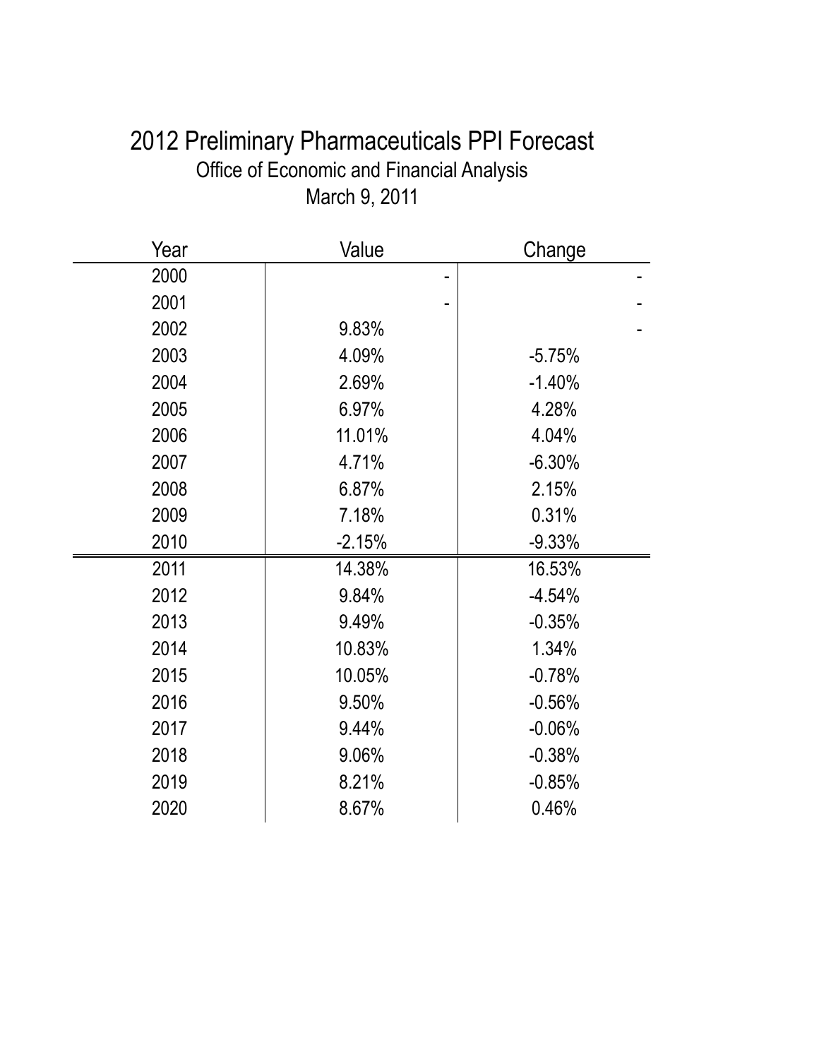# 2012 Preliminary Pharmaceuticals PPI Forecast

Office of Economic and Financial Analysis

March 9, 2011

| Year | Value | Change |
|---|---|---|
| 2000 | - | - |
| 2001 | - | - |
| 2002 | 9.83% | - |
| 2003 | 4.09% | -5.75% |
| 2004 | 2.69% | -1.40% |
| 2005 | 6.97% | 4.28% |
| 2006 | 11.01% | 4.04% |
| 2007 | 4.71% | -6.30% |
| 2008 | 6.87% | 2.15% |
| 2009 | 7.18% | 0.31% |
| 2010 | -2.15% | -9.33% |
| 2011 | 14.38% | 16.53% |
| 2012 | 9.84% | -4.54% |
| 2013 | 9.49% | -0.35% |
| 2014 | 10.83% | 1.34% |
| 2015 | 10.05% | -0.78% |
| 2016 | 9.50% | -0.56% |
| 2017 | 9.44% | -0.06% |
| 2018 | 9.06% | -0.38% |
| 2019 | 8.21% | -0.85% |
| 2020 | 8.67% | 0.46% |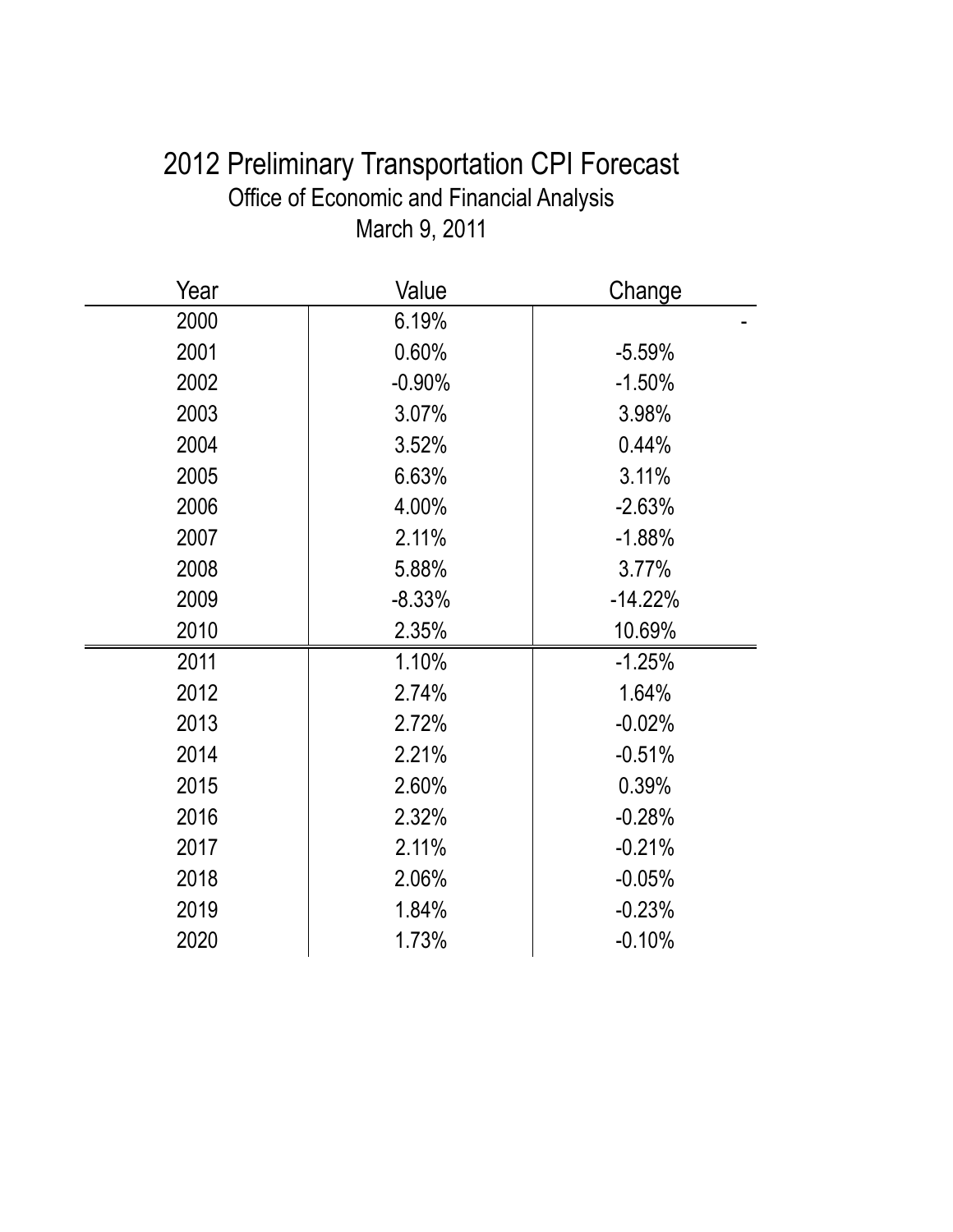# 2012 Preliminary Transportation CPI Forecast

## Office of Economic and Financial Analysis

March 9, 2011

| Year | Value | Change |
|---|---|---|
| 2000 | 6.19% | - |
| 2001 | 0.60% | -5.59% |
| 2002 | -0.90% | -1.50% |
| 2003 | 3.07% | 3.98% |
| 2004 | 3.52% | 0.44% |
| 2005 | 6.63% | 3.11% |
| 2006 | 4.00% | -2.63% |
| 2007 | 2.11% | -1.88% |
| 2008 | 5.88% | 3.77% |
| 2009 | -8.33% | -14.22% |
| 2010 | 2.35% | 10.69% |
| 2011 | 1.10% | -1.25% |
| 2012 | 2.74% | 1.64% |
| 2013 | 2.72% | -0.02% |
| 2014 | 2.21% | -0.51% |
| 2015 | 2.60% | 0.39% |
| 2016 | 2.32% | -0.28% |
| 2017 | 2.11% | -0.21% |
| 2018 | 2.06% | -0.05% |
| 2019 | 1.84% | -0.23% |
| 2020 | 1.73% | -0.10% |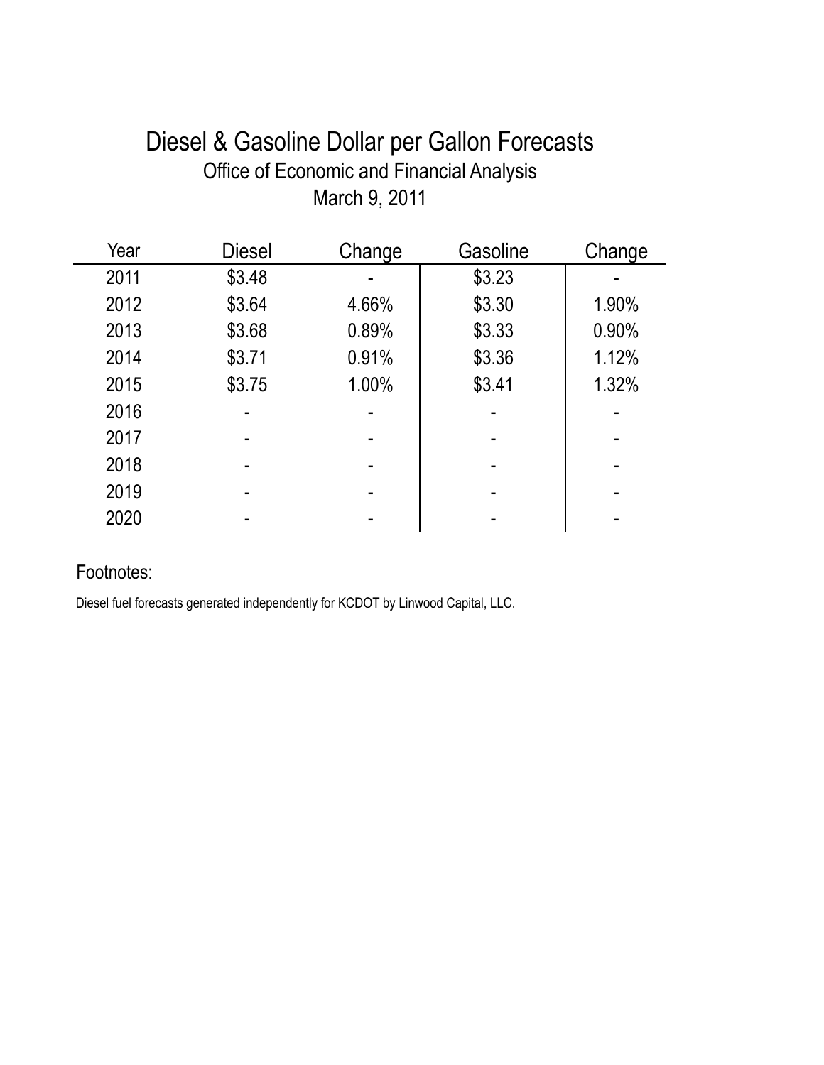# Diesel & Gasoline Dollar per Gallon Forecasts

## Office of Economic and Financial Analysis

## March 9, 2011

| Year | Diesel | Change | Gasoline | Change |
|---|---|---|---|---|
| 2011 | $3.48 | - | $3.23 | - |
| 2012 | $3.64 | 4.66% | $3.30 | 1.90% |
| 2013 | $3.68 | 0.89% | $3.33 | 0.90% |
| 2014 | $3.71 | 0.91% | $3.36 | 1.12% |
| 2015 | $3.75 | 1.00% | $3.41 | 1.32% |
| 2016 | - | - | - | - |
| 2017 | - | - | - | - |
| 2018 | - | - | - | - |
| 2019 | - | - | - | - |
| 2020 | - | - | - | - |

Footnotes:

Diesel fuel forecasts generated independently for KCDOT by Linwood Capital, LLC.